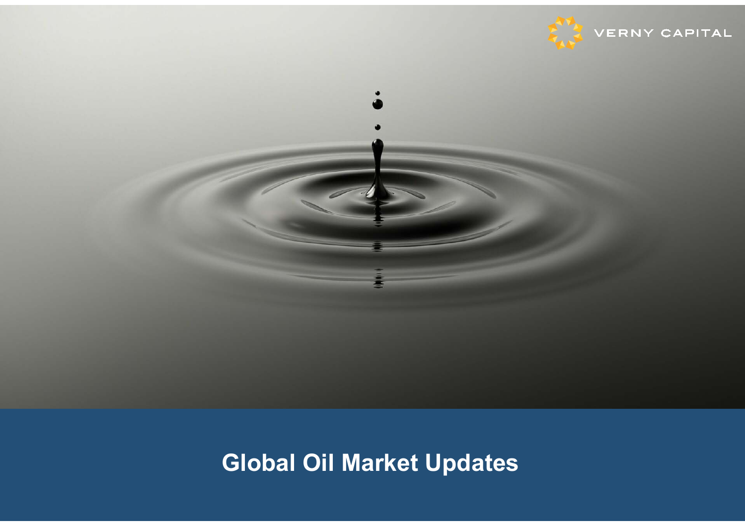VERNY CAPITAL

# Global Oil Market Updates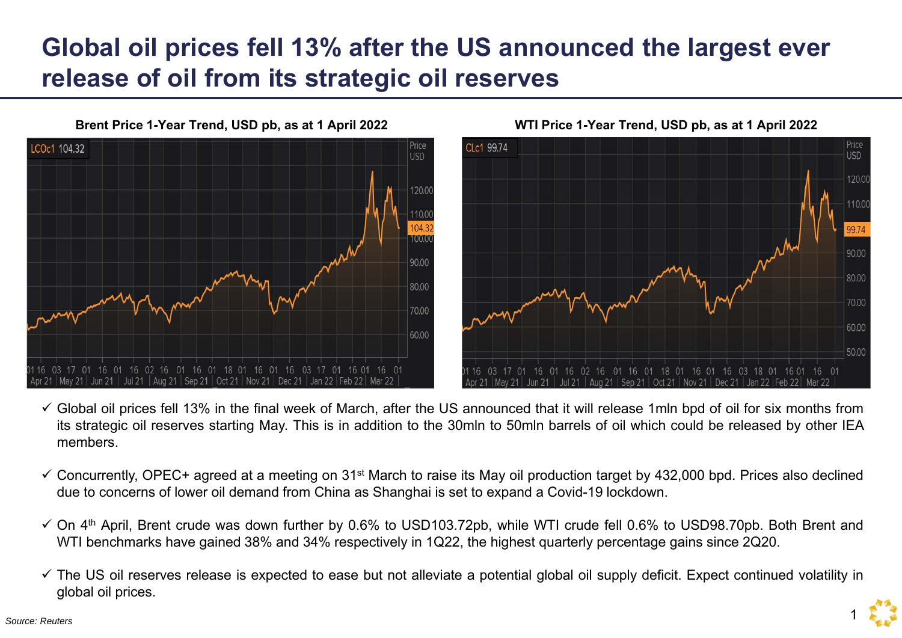# Global oil prices fell 13% after the US announced the largest ever release of oil from its strategic oil reserves

**Brent Price 1-Year Trend, USD pb, as at 1 April 2022**

**WTI Price 1-Year Trend, USD pb, as at 1 April 2022**

- ✓ Global oil prices fell 13% in the final week of March, after the US announced that it will release 1mln bpd of oil for six months from its strategic oil reserves starting May. This is in addition to the 30mln to 50mln barrels of oil which could be released by other IEA members.
- ✓ Concurrently, OPEC+ agreed at a meeting on 31st March to raise its May oil production target by 432,000 bpd. Prices also declined due to concerns of lower oil demand from China as Shanghai is set to expand a Covid-19 lockdown.
- ✓ On 4th April, Brent crude was down further by 0.6% to USD103.72pb, while WTI crude fell 0.6% to USD98.70pb. Both Brent and WTI benchmarks have gained 38% and 34% respectively in 1Q22, the highest quarterly percentage gains since 2Q20.
- ✓ The US oil reserves release is expected to ease but not alleviate a potential global oil supply deficit. Expect continued volatility in global oil prices.

*Source: Reuters*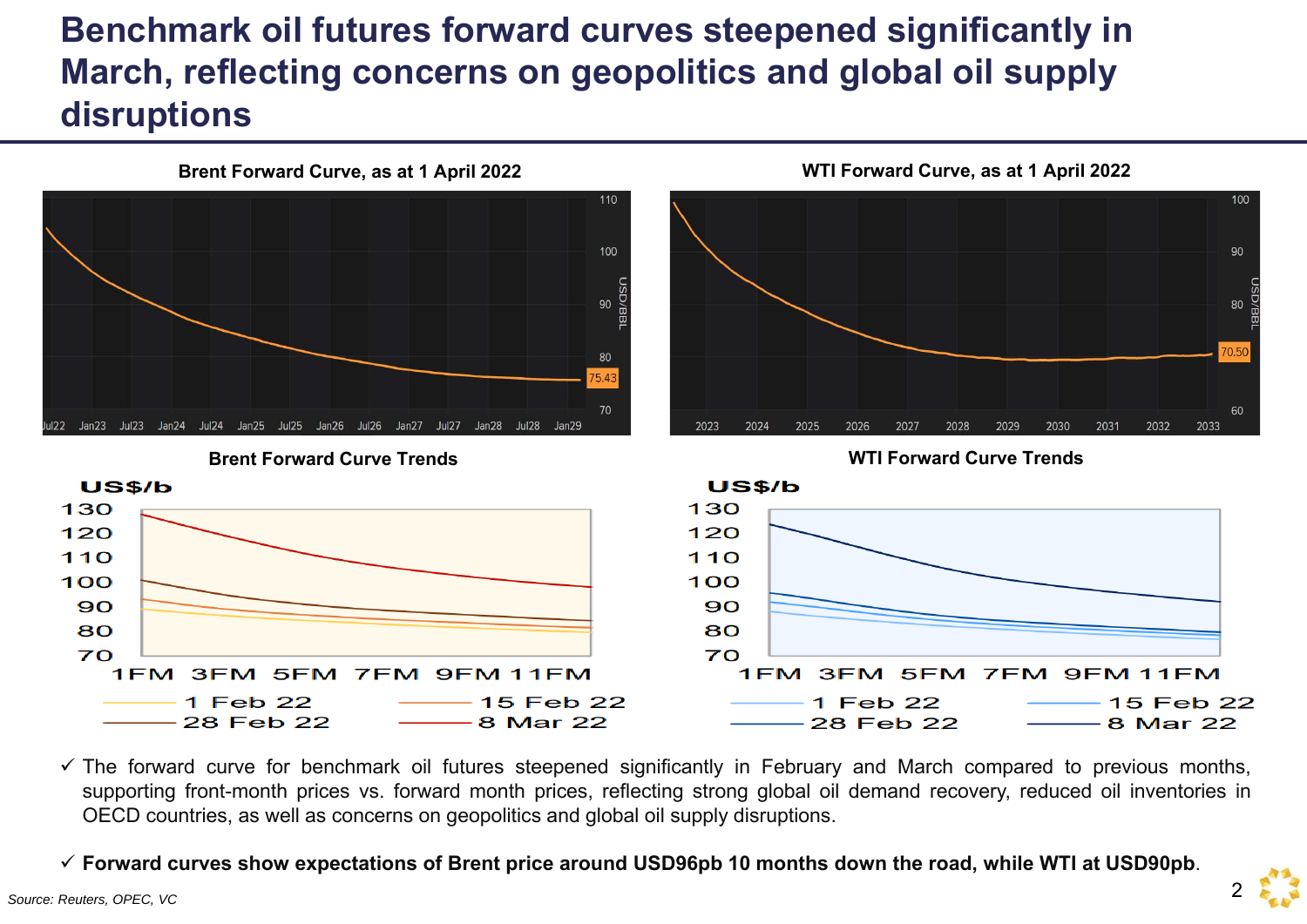# Benchmark oil futures forward curves steepened significantly in March, reflecting concerns on geopolitics and global oil supply disruptions

**Brent Forward Curve, as at 1 April 2022**

**WTI Forward Curve, as at 1 April 2022**

**Brent Forward Curve Trends**

**WTI Forward Curve Trends**

- ✓ The forward curve for benchmark oil futures steepened significantly in February and March compared to previous months, supporting front-month prices vs. forward month prices, reflecting strong global oil demand recovery, reduced oil inventories in OECD countries, as well as concerns on geopolitics and global oil supply disruptions.
- ✓ **Forward curves show expectations of Brent price around USD96pb 10 months down the road, while WTI at USD90pb**.

*Source: Reuters, OPEC, VC*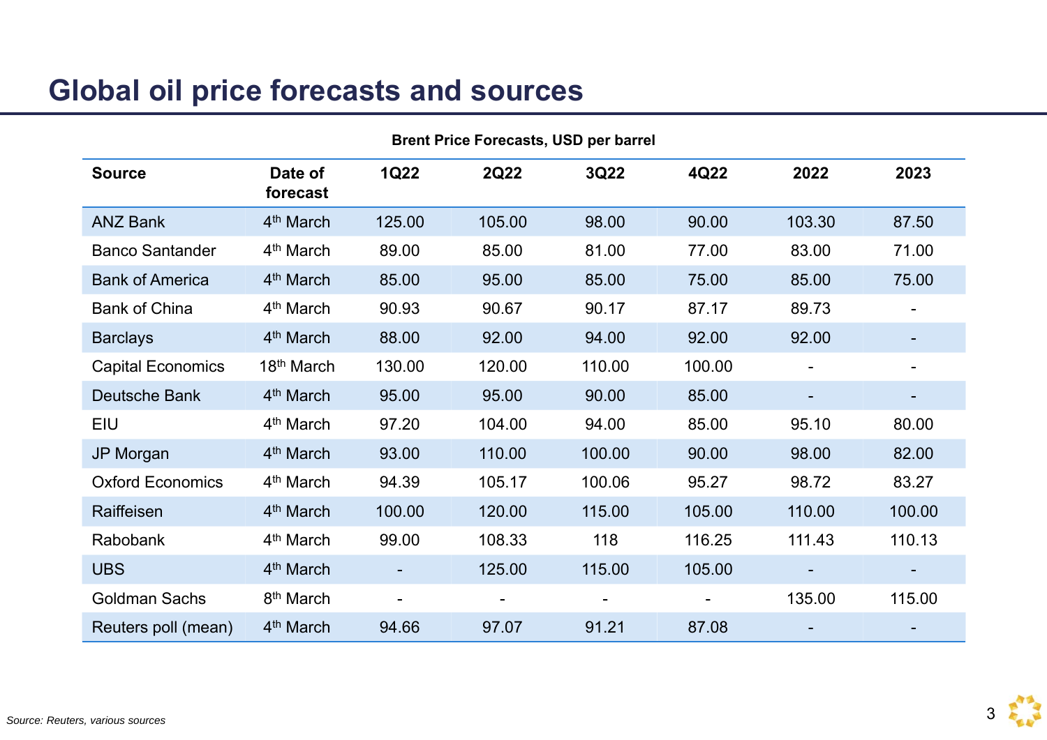# Global oil price forecasts and sources

**Brent Price Forecasts, USD per barrel**

| Source | Date of forecast | 1Q22 | 2Q22 | 3Q22 | 4Q22 | 2022 | 2023 |
|---|---|---|---|---|---|---|---|
| ANZ Bank | 4th March | 125.00 | 105.00 | 98.00 | 90.00 | 103.30 | 87.50 |
| Banco Santander | 4th March | 89.00 | 85.00 | 81.00 | 77.00 | 83.00 | 71.00 |
| Bank of America | 4th March | 85.00 | 95.00 | 85.00 | 75.00 | 85.00 | 75.00 |
| Bank of China | 4th March | 90.93 | 90.67 | 90.17 | 87.17 | 89.73 | - |
| Barclays | 4th March | 88.00 | 92.00 | 94.00 | 92.00 | 92.00 | - |
| Capital Economics | 18th March | 130.00 | 120.00 | 110.00 | 100.00 | - | - |
| Deutsche Bank | 4th March | 95.00 | 95.00 | 90.00 | 85.00 | - | - |
| EIU | 4th March | 97.20 | 104.00 | 94.00 | 85.00 | 95.10 | 80.00 |
| JP Morgan | 4th March | 93.00 | 110.00 | 100.00 | 90.00 | 98.00 | 82.00 |
| Oxford Economics | 4th March | 94.39 | 105.17 | 100.06 | 95.27 | 98.72 | 83.27 |
| Raiffeisen | 4th March | 100.00 | 120.00 | 115.00 | 105.00 | 110.00 | 100.00 |
| Rabobank | 4th March | 99.00 | 108.33 | 118 | 116.25 | 111.43 | 110.13 |
| UBS | 4th March | - | 125.00 | 115.00 | 105.00 | - | - |
| Goldman Sachs | 8th March | - | - | - | - | 135.00 | 115.00 |
| Reuters poll (mean) | 4th March | 94.66 | 97.07 | 91.21 | 87.08 | - | - |

*Source: Reuters, various sources*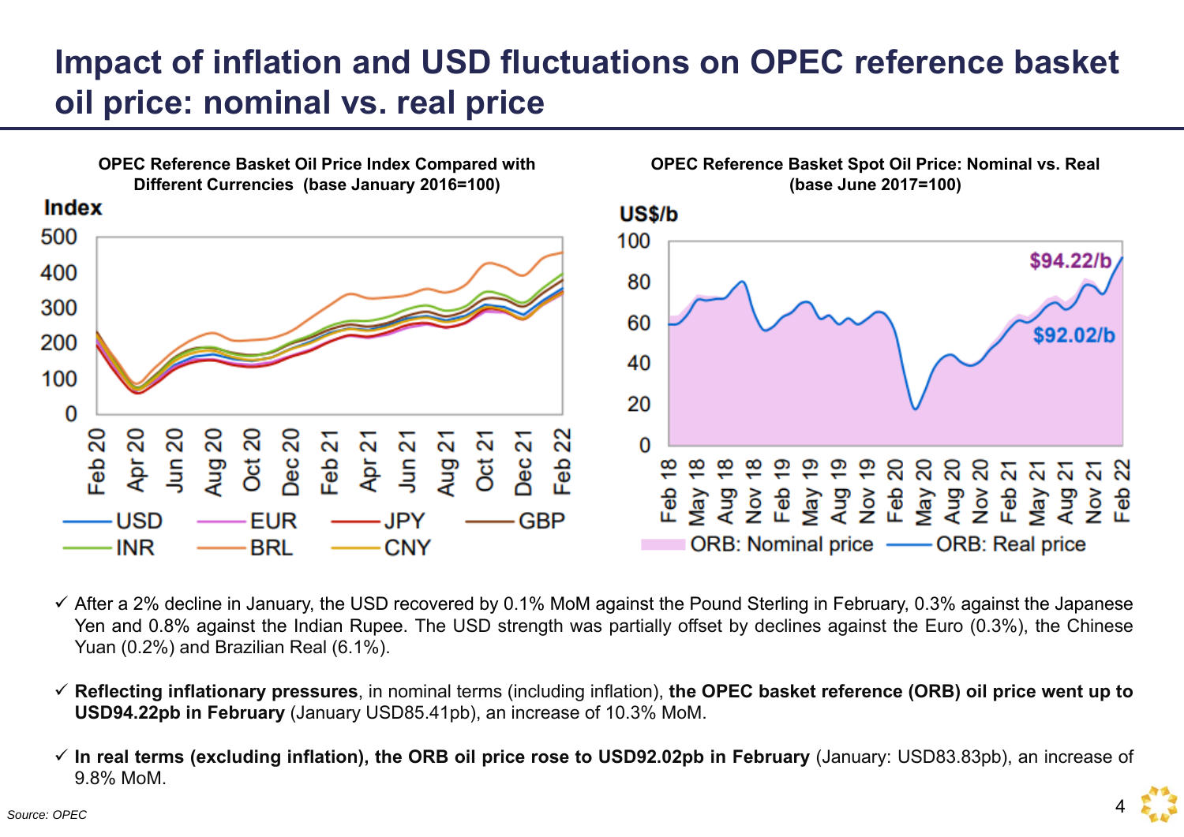# Impact of inflation and USD fluctuations on OPEC reference basket oil price: nominal vs. real price

**OPEC Reference Basket Oil Price Index Compared with Different Currencies (base January 2016=100)**

Index

USD, EUR, JPY, GBP, INR, BRL, CNY

**OPEC Reference Basket Spot Oil Price: Nominal vs. Real (base June 2017=100)**

US$/b

$94.22/b

$92.02/b

ORB: Nominal price, ORB: Real price

- ✓ After a 2% decline in January, the USD recovered by 0.1% MoM against the Pound Sterling in February, 0.3% against the Japanese Yen and 0.8% against the Indian Rupee. The USD strength was partially offset by declines against the Euro (0.3%), the Chinese Yuan (0.2%) and Brazilian Real (6.1%).

- ✓ **Reflecting inflationary pressures**, in nominal terms (including inflation), **the OPEC basket reference (ORB) oil price went up to USD94.22pb in February** (January USD85.41pb), an increase of 10.3% MoM.

- ✓ **In real terms (excluding inflation), the ORB oil price rose to USD92.02pb in February** (January: USD83.83pb), an increase of 9.8% MoM.

*Source: OPEC*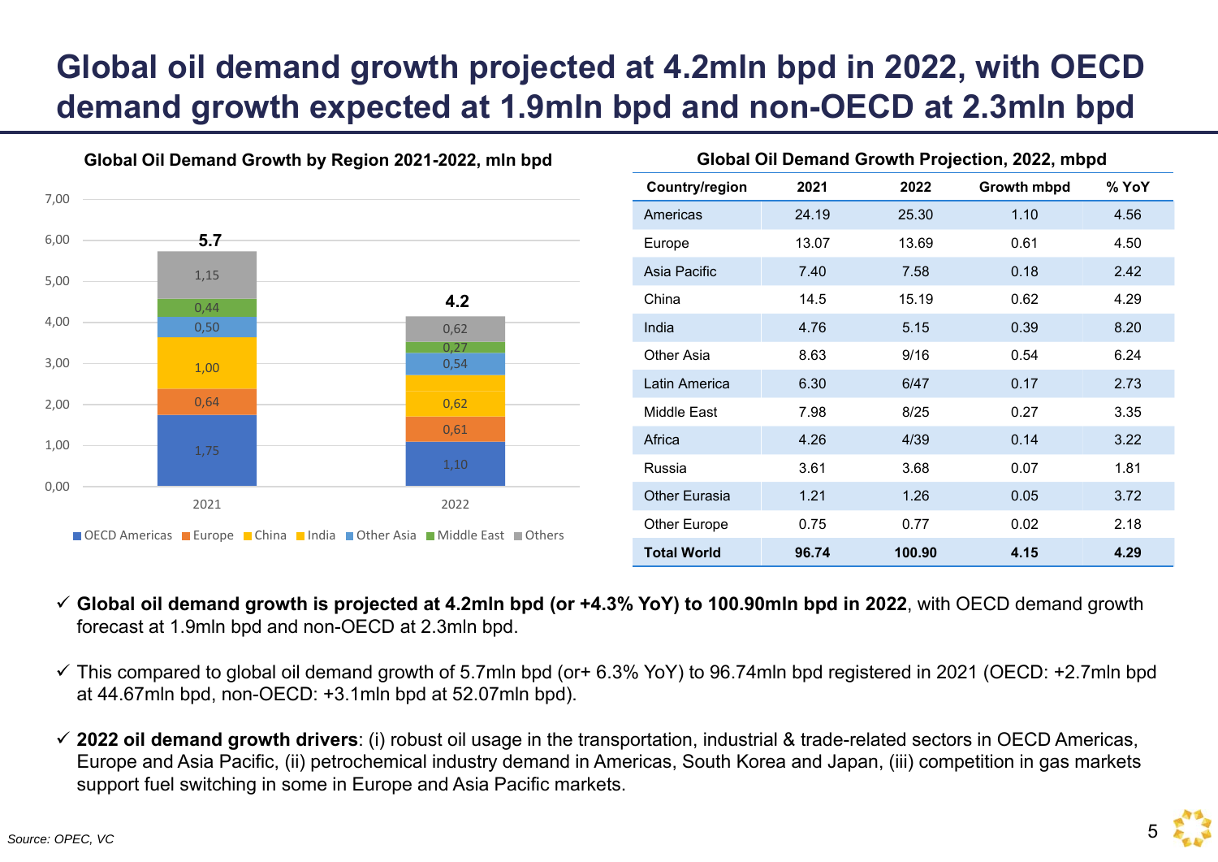# Global oil demand growth projected at 4.2mln bpd in 2022, with OECD demand growth expected at 1.9mln bpd and non-OECD at 2.3mln bpd

**Global Oil Demand Growth by Region 2021-2022, mln bpd**

| | 2021 | 2022 |
|---|---|---|
| OECD Americas | 1,75 | 1,10 |
| Europe | 0,64 | 0,61 |
| China | 1,00 | 0,62 |
| India | | |
| Other Asia | 0,50 | 0,54 |
| Middle East | 0,44 | 0,27 |
| Others | 1,15 | 0,62 |
| Total | 5.7 | 4.2 |

**Global Oil Demand Growth Projection, 2022, mbpd**

| Country/region | 2021 | 2022 | Growth mbpd | % YoY |
|---|---|---|---|---|
| Americas | 24.19 | 25.30 | 1.10 | 4.56 |
| Europe | 13.07 | 13.69 | 0.61 | 4.50 |
| Asia Pacific | 7.40 | 7.58 | 0.18 | 2.42 |
| China | 14.5 | 15.19 | 0.62 | 4.29 |
| India | 4.76 | 5.15 | 0.39 | 8.20 |
| Other Asia | 8.63 | 9/16 | 0.54 | 6.24 |
| Latin America | 6.30 | 6/47 | 0.17 | 2.73 |
| Middle East | 7.98 | 8/25 | 0.27 | 3.35 |
| Africa | 4.26 | 4/39 | 0.14 | 3.22 |
| Russia | 3.61 | 3.68 | 0.07 | 1.81 |
| Other Eurasia | 1.21 | 1.26 | 0.05 | 3.72 |
| Other Europe | 0.75 | 0.77 | 0.02 | 2.18 |
| **Total World** | **96.74** | **100.90** | **4.15** | **4.29** |

- ✓ **Global oil demand growth is projected at 4.2mln bpd (or +4.3% YoY) to 100.90mln bpd in 2022**, with OECD demand growth forecast at 1.9mln bpd and non-OECD at 2.3mln bpd.
- ✓ This compared to global oil demand growth of 5.7mln bpd (or+ 6.3% YoY) to 96.74mln bpd registered in 2021 (OECD: +2.7mln bpd at 44.67mln bpd, non-OECD: +3.1mln bpd at 52.07mln bpd).
- ✓ **2022 oil demand growth drivers**: (i) robust oil usage in the transportation, industrial & trade-related sectors in OECD Americas, Europe and Asia Pacific, (ii) petrochemical industry demand in Americas, South Korea and Japan, (iii) competition in gas markets support fuel switching in some in Europe and Asia Pacific markets.

*Source: OPEC, VC*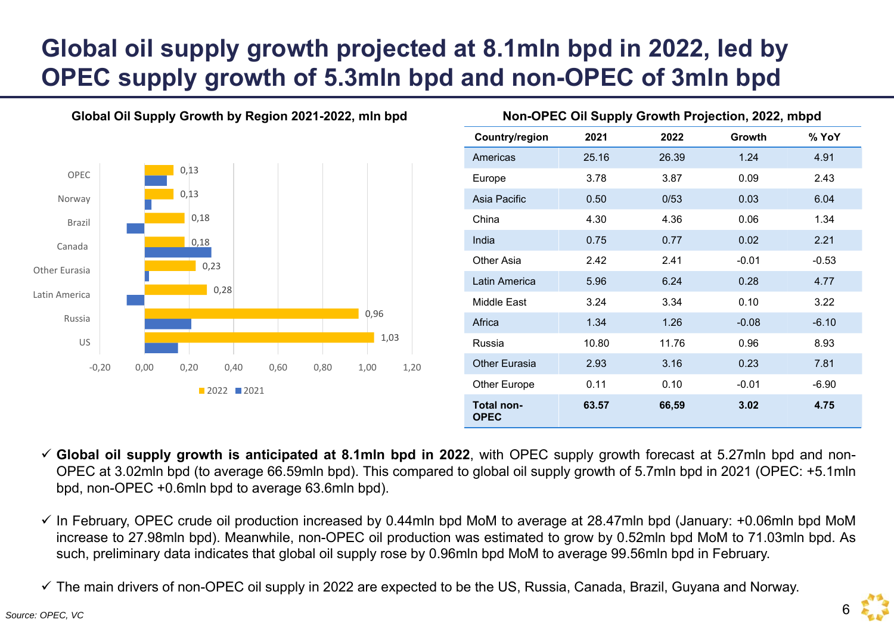# Global oil supply growth projected at 8.1mln bpd in 2022, led by OPEC supply growth of 5.3mln bpd and non-OPEC of 3mln bpd

**Global Oil Supply Growth by Region 2021-2022, mln bpd**

| Region | 2022 |
|---|---|
| OPEC | 0,13 |
| Norway | 0,13 |
| Brazil | 0,18 |
| Canada | 0,18 |
| Other Eurasia | 0,23 |
| Latin America | 0,28 |
| Russia | 0,96 |
| US | 1,03 |

**Non-OPEC Oil Supply Growth Projection, 2022, mbpd**

| Country/region | 2021 | 2022 | Growth | % YoY |
|---|---|---|---|---|
| Americas | 25.16 | 26.39 | 1.24 | 4.91 |
| Europe | 3.78 | 3.87 | 0.09 | 2.43 |
| Asia Pacific | 0.50 | 0/53 | 0.03 | 6.04 |
| China | 4.30 | 4.36 | 0.06 | 1.34 |
| India | 0.75 | 0.77 | 0.02 | 2.21 |
| Other Asia | 2.42 | 2.41 | -0.01 | -0.53 |
| Latin America | 5.96 | 6.24 | 0.28 | 4.77 |
| Middle East | 3.24 | 3.34 | 0.10 | 3.22 |
| Africa | 1.34 | 1.26 | -0.08 | -6.10 |
| Russia | 10.80 | 11.76 | 0.96 | 8.93 |
| Other Eurasia | 2.93 | 3.16 | 0.23 | 7.81 |
| Other Europe | 0.11 | 0.10 | -0.01 | -6.90 |
| **Total non-OPEC** | **63.57** | **66,59** | **3.02** | **4.75** |

- ✓ **Global oil supply growth is anticipated at 8.1mln bpd in 2022**, with OPEC supply growth forecast at 5.27mln bpd and non-OPEC at 3.02mln bpd (to average 66.59mln bpd). This compared to global oil supply growth of 5.7mln bpd in 2021 (OPEC: +5.1mln bpd, non-OPEC +0.6mln bpd to average 63.6mln bpd).
- ✓ In February, OPEC crude oil production increased by 0.44mln bpd MoM to average at 28.47mln bpd (January: +0.06mln bpd MoM increase to 27.98mln bpd). Meanwhile, non-OPEC oil production was estimated to grow by 0.52mln bpd MoM to 71.03mln bpd. As such, preliminary data indicates that global oil supply rose by 0.96mln bpd MoM to average 99.56mln bpd in February.
- ✓ The main drivers of non-OPEC oil supply in 2022 are expected to be the US, Russia, Canada, Brazil, Guyana and Norway.

*Source: OPEC, VC*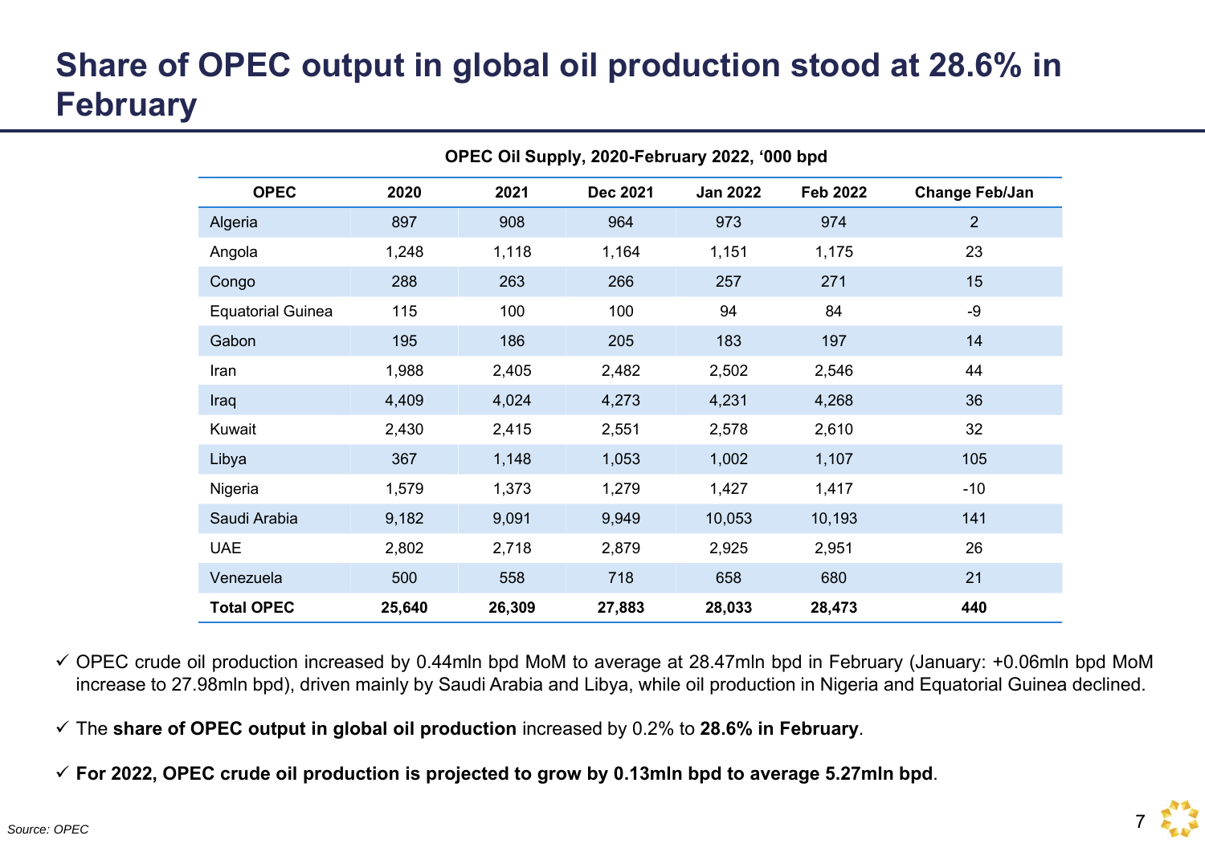# Share of OPEC output in global oil production stood at 28.6% in February

**OPEC Oil Supply, 2020-February 2022, '000 bpd**

| OPEC | 2020 | 2021 | Dec 2021 | Jan 2022 | Feb 2022 | Change Feb/Jan |
|---|---|---|---|---|---|---|
| Algeria | 897 | 908 | 964 | 973 | 974 | 2 |
| Angola | 1,248 | 1,118 | 1,164 | 1,151 | 1,175 | 23 |
| Congo | 288 | 263 | 266 | 257 | 271 | 15 |
| Equatorial Guinea | 115 | 100 | 100 | 94 | 84 | -9 |
| Gabon | 195 | 186 | 205 | 183 | 197 | 14 |
| Iran | 1,988 | 2,405 | 2,482 | 2,502 | 2,546 | 44 |
| Iraq | 4,409 | 4,024 | 4,273 | 4,231 | 4,268 | 36 |
| Kuwait | 2,430 | 2,415 | 2,551 | 2,578 | 2,610 | 32 |
| Libya | 367 | 1,148 | 1,053 | 1,002 | 1,107 | 105 |
| Nigeria | 1,579 | 1,373 | 1,279 | 1,427 | 1,417 | -10 |
| Saudi Arabia | 9,182 | 9,091 | 9,949 | 10,053 | 10,193 | 141 |
| UAE | 2,802 | 2,718 | 2,879 | 2,925 | 2,951 | 26 |
| Venezuela | 500 | 558 | 718 | 658 | 680 | 21 |
| **Total OPEC** | **25,640** | **26,309** | **27,883** | **28,033** | **28,473** | **440** |

- ✓ OPEC crude oil production increased by 0.44mln bpd MoM to average at 28.47mln bpd in February (January: +0.06mln bpd MoM increase to 27.98mln bpd), driven mainly by Saudi Arabia and Libya, while oil production in Nigeria and Equatorial Guinea declined.
- ✓ The **share of OPEC output in global oil production** increased by 0.2% to **28.6% in February**.
- ✓ **For 2022, OPEC crude oil production is projected to grow by 0.13mln bpd to average 5.27mln bpd**.

*Source: OPEC*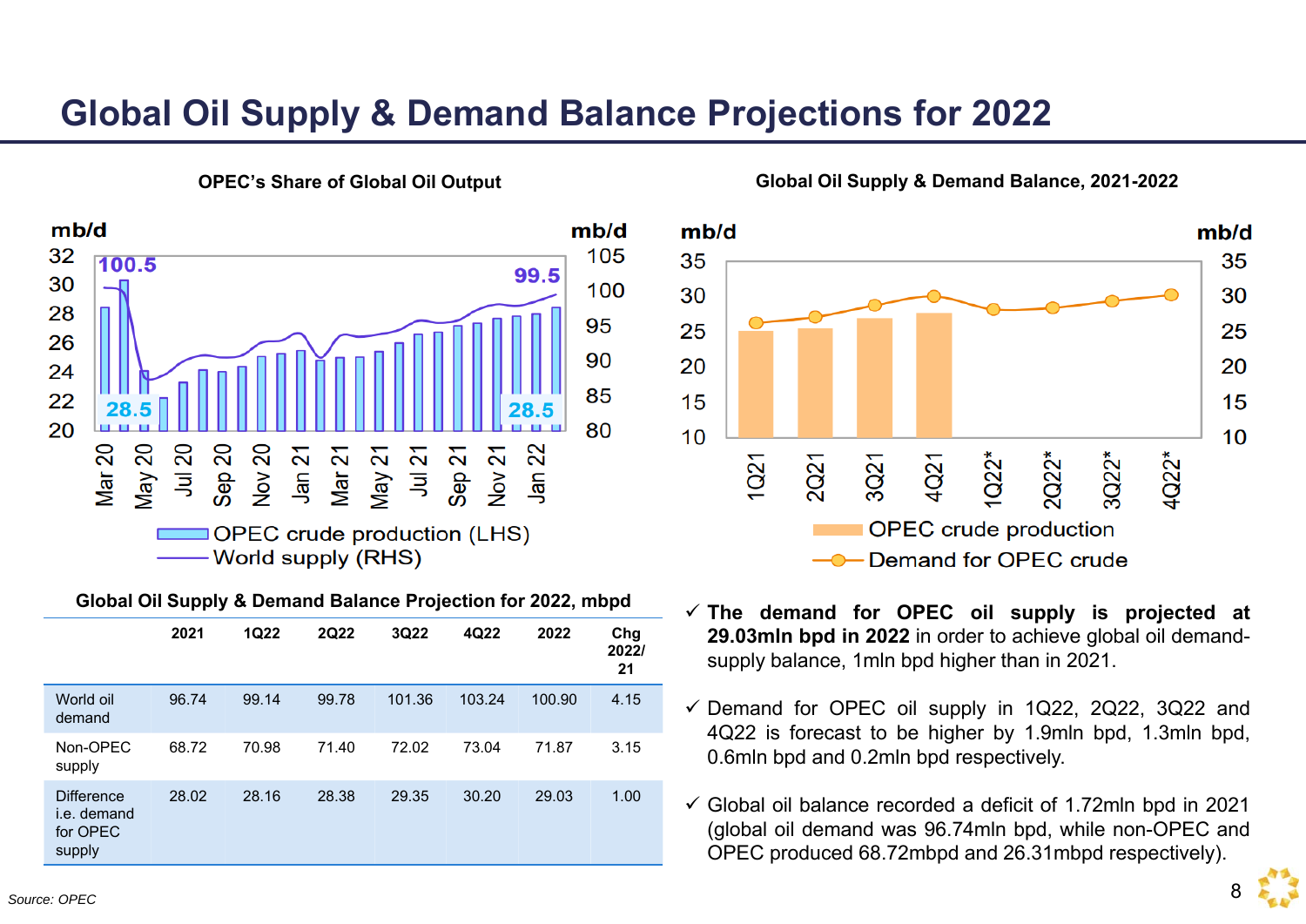# Global Oil Supply & Demand Balance Projections for 2022

**OPEC's Share of Global Oil Output**

**Global Oil Supply & Demand Balance, 2021-2022**

**Global Oil Supply & Demand Balance Projection for 2022, mbpd**

| | 2021 | 1Q22 | 2Q22 | 3Q22 | 4Q22 | 2022 | Chg 2022/21 |
|---|---|---|---|---|---|---|---|
| World oil demand | 96.74 | 99.14 | 99.78 | 101.36 | 103.24 | 100.90 | 4.15 |
| Non-OPEC supply | 68.72 | 70.98 | 71.40 | 72.02 | 73.04 | 71.87 | 3.15 |
| Difference i.e. demand for OPEC supply | 28.02 | 28.16 | 28.38 | 29.35 | 30.20 | 29.03 | 1.00 |

- ✓ **The demand for OPEC oil supply is projected at 29.03mln bpd in 2022** in order to achieve global oil demand-supply balance, 1mln bpd higher than in 2021.
- ✓ Demand for OPEC oil supply in 1Q22, 2Q22, 3Q22 and 4Q22 is forecast to be higher by 1.9mln bpd, 1.3mln bpd, 0.6mln bpd and 0.2mln bpd respectively.
- ✓ Global oil balance recorded a deficit of 1.72mln bpd in 2021 (global oil demand was 96.74mln bpd, while non-OPEC and OPEC produced 68.72mbpd and 26.31mbpd respectively).

*Source: OPEC*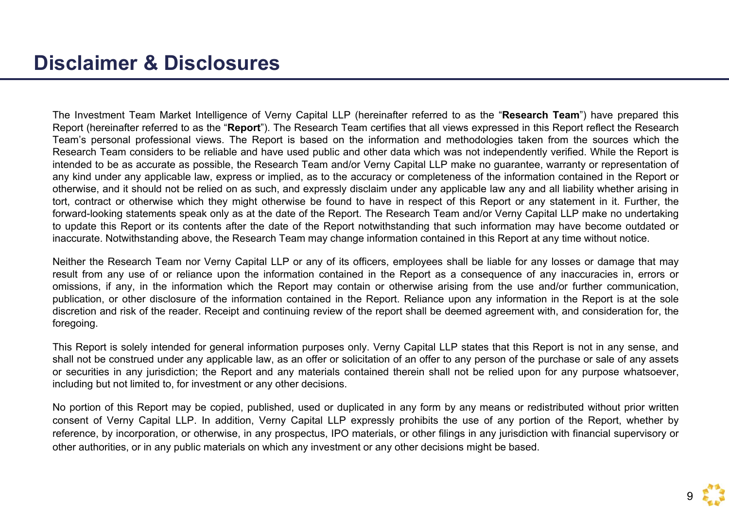# Disclaimer & Disclosures

The Investment Team Market Intelligence of Verny Capital LLP (hereinafter referred to as the "**Research Team**") have prepared this Report (hereinafter referred to as the "**Report**"). The Research Team certifies that all views expressed in this Report reflect the Research Team's personal professional views. The Report is based on the information and methodologies taken from the sources which the Research Team considers to be reliable and have used public and other data which was not independently verified. While the Report is intended to be as accurate as possible, the Research Team and/or Verny Capital LLP make no guarantee, warranty or representation of any kind under any applicable law, express or implied, as to the accuracy or completeness of the information contained in the Report or otherwise, and it should not be relied on as such, and expressly disclaim under any applicable law any and all liability whether arising in tort, contract or otherwise which they might otherwise be found to have in respect of this Report or any statement in it. Further, the forward-looking statements speak only as at the date of the Report. The Research Team and/or Verny Capital LLP make no undertaking to update this Report or its contents after the date of the Report notwithstanding that such information may have become outdated or inaccurate. Notwithstanding above, the Research Team may change information contained in this Report at any time without notice.

Neither the Research Team nor Verny Capital LLP or any of its officers, employees shall be liable for any losses or damage that may result from any use of or reliance upon the information contained in the Report as a consequence of any inaccuracies in, errors or omissions, if any, in the information which the Report may contain or otherwise arising from the use and/or further communication, publication, or other disclosure of the information contained in the Report. Reliance upon any information in the Report is at the sole discretion and risk of the reader. Receipt and continuing review of the report shall be deemed agreement with, and consideration for, the foregoing.

This Report is solely intended for general information purposes only. Verny Capital LLP states that this Report is not in any sense, and shall not be construed under any applicable law, as an offer or solicitation of an offer to any person of the purchase or sale of any assets or securities in any jurisdiction; the Report and any materials contained therein shall not be relied upon for any purpose whatsoever, including but not limited to, for investment or any other decisions.

No portion of this Report may be copied, published, used or duplicated in any form by any means or redistributed without prior written consent of Verny Capital LLP. In addition, Verny Capital LLP expressly prohibits the use of any portion of the Report, whether by reference, by incorporation, or otherwise, in any prospectus, IPO materials, or other filings in any jurisdiction with financial supervisory or other authorities, or in any public materials on which any investment or any other decisions might be based.